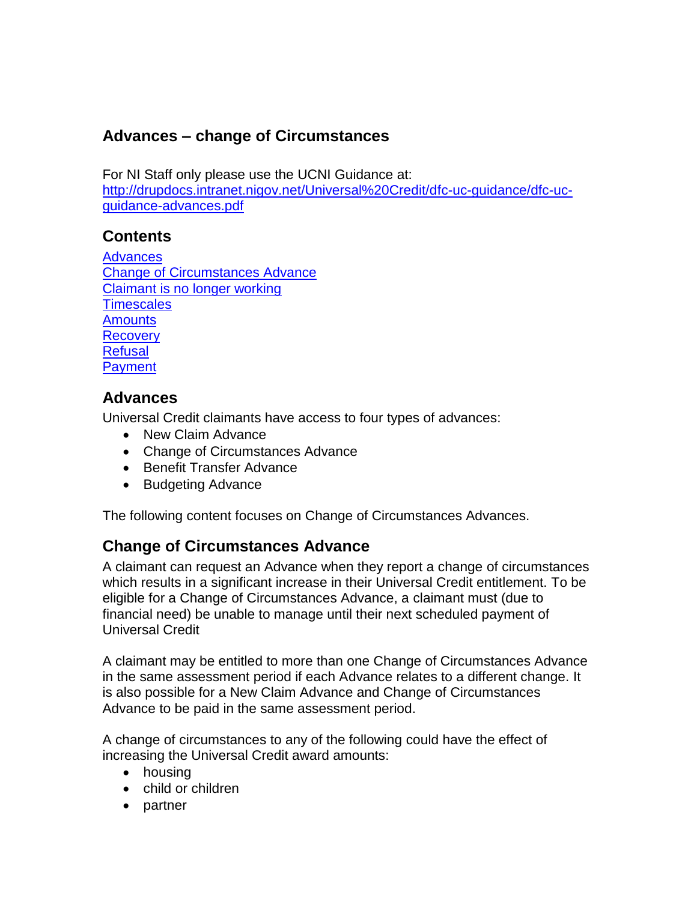## Advances – change of Circumstances

For NI Staff only please use the UCNI Guidance at: [http://drupdocs.intranet.nigov.net/Universal%20Credit/dfc-uc-guidance/dfc-uc-guidance-advances.pdf](http://drupdocs.intranet.nigov.net/Universal%20Credit/dfc-uc-guidance/dfc-uc-guidance-advances.pdf)

### Contents

[Advances](#advances)
[Change of Circumstances Advance](#change-of-circumstances-advance)
[Claimant is no longer working](#claimant-is-no-longer-working)
[Timescales](#timescales)
[Amounts](#amounts)
[Recovery](#recovery)
[Refusal](#refusal)
[Payment](#payment)

### Advances

Universal Credit claimants have access to four types of advances:

- New Claim Advance
- Change of Circumstances Advance
- Benefit Transfer Advance
- Budgeting Advance

The following content focuses on Change of Circumstances Advances.

### Change of Circumstances Advance

A claimant can request an Advance when they report a change of circumstances which results in a significant increase in their Universal Credit entitlement. To be eligible for a Change of Circumstances Advance, a claimant must (due to financial need) be unable to manage until their next scheduled payment of Universal Credit

A claimant may be entitled to more than one Change of Circumstances Advance in the same assessment period if each Advance relates to a different change. It is also possible for a New Claim Advance and Change of Circumstances Advance to be paid in the same assessment period.

A change of circumstances to any of the following could have the effect of increasing the Universal Credit award amounts:

- housing
- child or children
- partner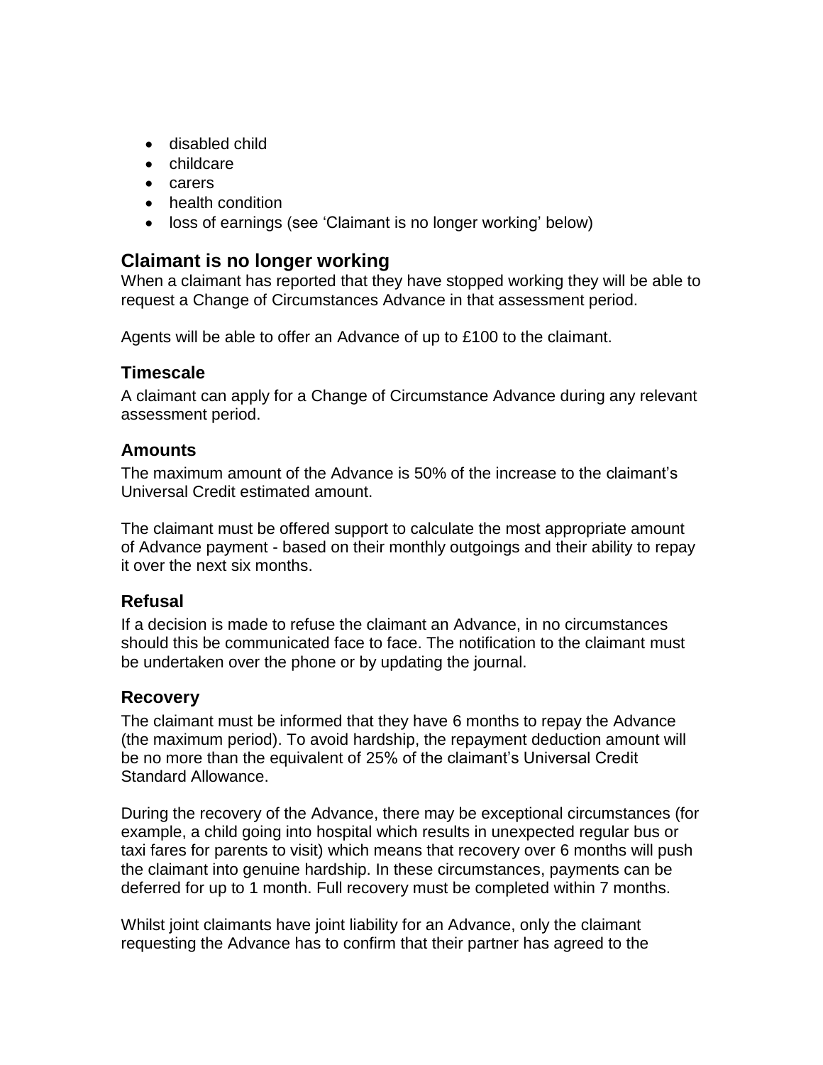- disabled child
- childcare
- carers
- health condition
- loss of earnings (see 'Claimant is no longer working' below)

## Claimant is no longer working

When a claimant has reported that they have stopped working they will be able to request a Change of Circumstances Advance in that assessment period.

Agents will be able to offer an Advance of up to £100 to the claimant.

### Timescale

A claimant can apply for a Change of Circumstance Advance during any relevant assessment period.

### Amounts

The maximum amount of the Advance is 50% of the increase to the claimant's Universal Credit estimated amount.

The claimant must be offered support to calculate the most appropriate amount of Advance payment - based on their monthly outgoings and their ability to repay it over the next six months.

### Refusal

If a decision is made to refuse the claimant an Advance, in no circumstances should this be communicated face to face. The notification to the claimant must be undertaken over the phone or by updating the journal.

### Recovery

The claimant must be informed that they have 6 months to repay the Advance (the maximum period). To avoid hardship, the repayment deduction amount will be no more than the equivalent of 25% of the claimant's Universal Credit Standard Allowance.

During the recovery of the Advance, there may be exceptional circumstances (for example, a child going into hospital which results in unexpected regular bus or taxi fares for parents to visit) which means that recovery over 6 months will push the claimant into genuine hardship. In these circumstances, payments can be deferred for up to 1 month. Full recovery must be completed within 7 months.

Whilst joint claimants have joint liability for an Advance, only the claimant requesting the Advance has to confirm that their partner has agreed to the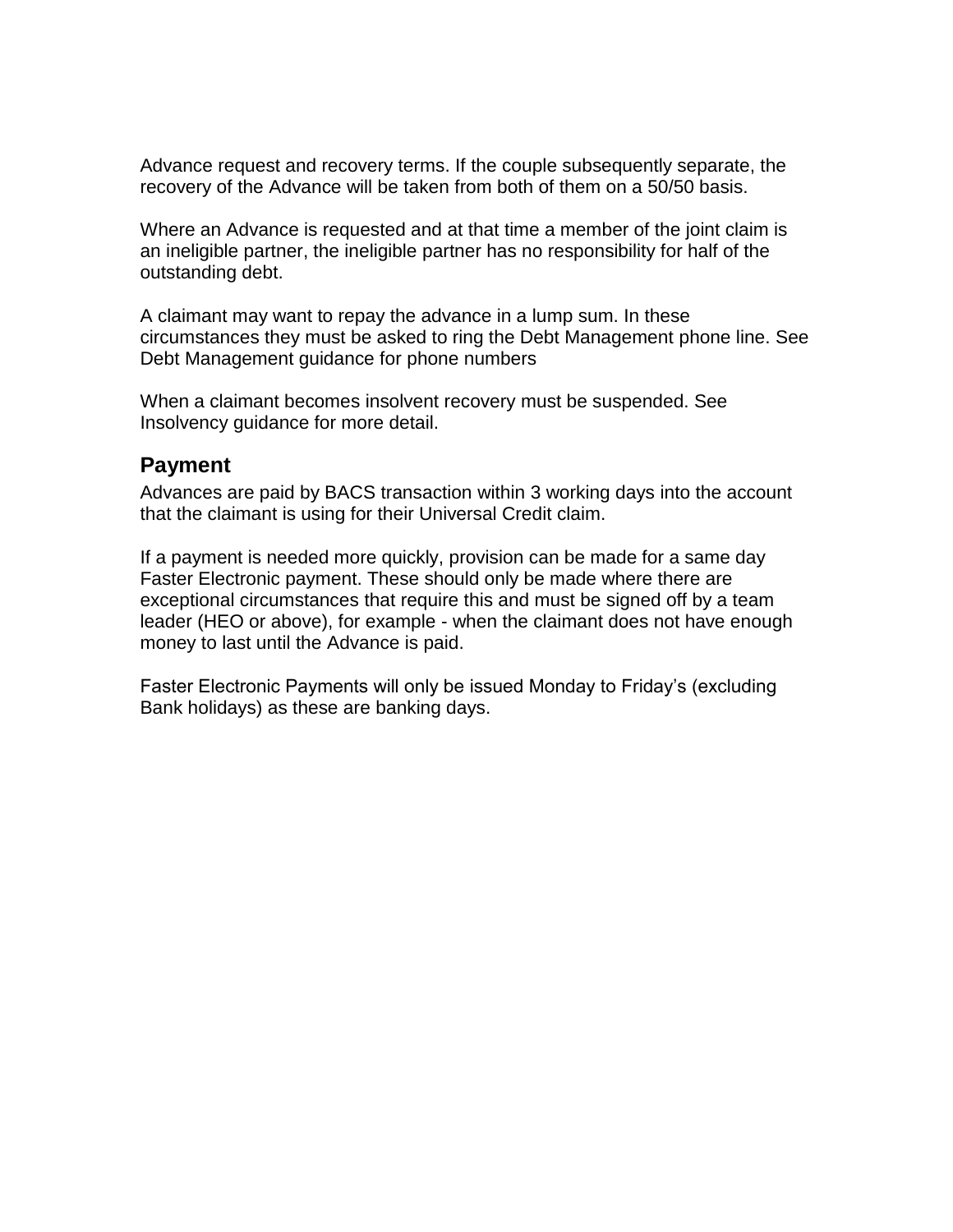Advance request and recovery terms. If the couple subsequently separate, the recovery of the Advance will be taken from both of them on a 50/50 basis.

Where an Advance is requested and at that time a member of the joint claim is an ineligible partner, the ineligible partner has no responsibility for half of the outstanding debt.

A claimant may want to repay the advance in a lump sum. In these circumstances they must be asked to ring the Debt Management phone line. See Debt Management guidance for phone numbers

When a claimant becomes insolvent recovery must be suspended. See Insolvency guidance for more detail.

## Payment

Advances are paid by BACS transaction within 3 working days into the account that the claimant is using for their Universal Credit claim.

If a payment is needed more quickly, provision can be made for a same day Faster Electronic payment. These should only be made where there are exceptional circumstances that require this and must be signed off by a team leader (HEO or above), for example - when the claimant does not have enough money to last until the Advance is paid.

Faster Electronic Payments will only be issued Monday to Friday's (excluding Bank holidays) as these are banking days.